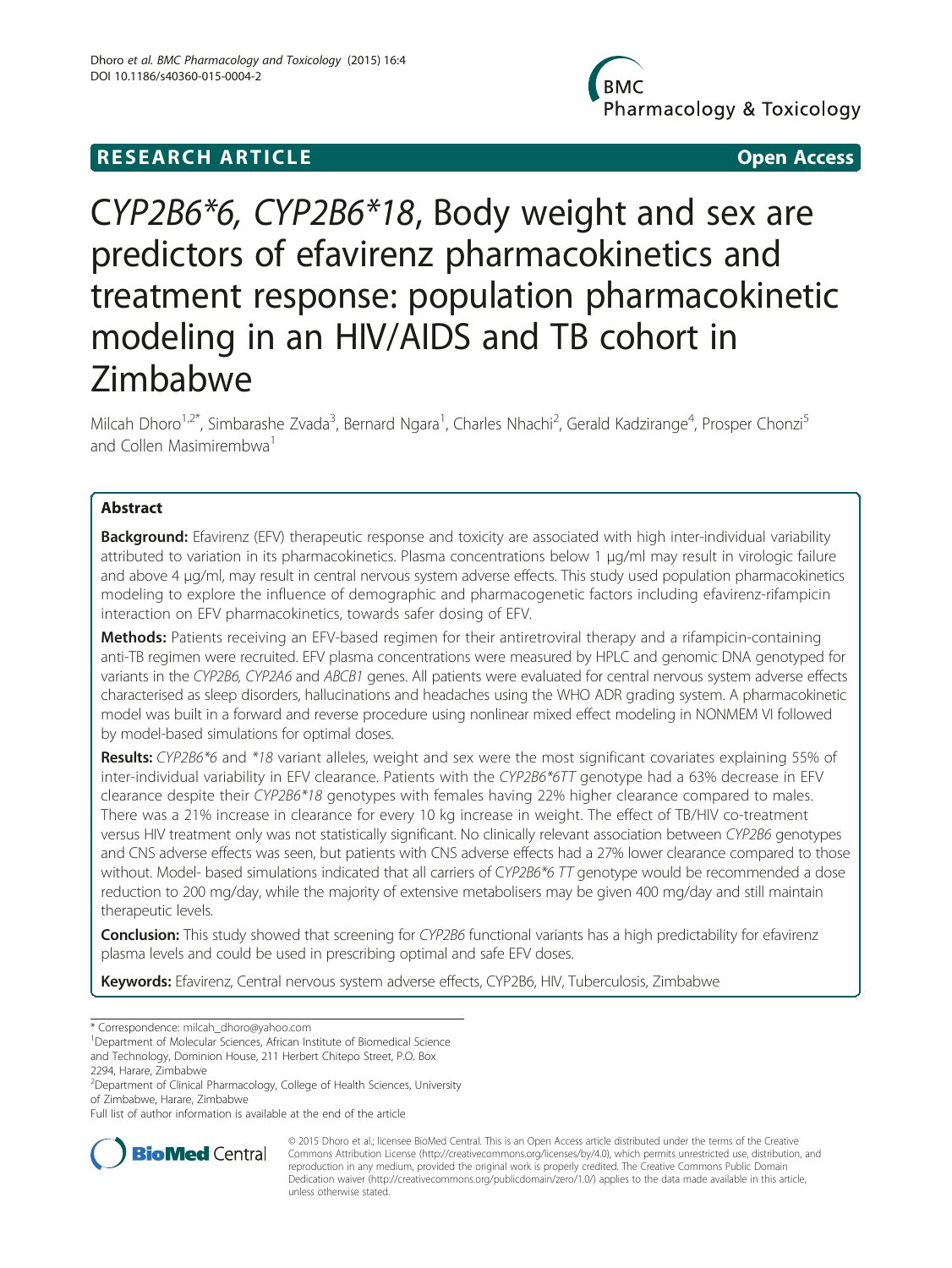**RESEARCH ARTICLE** **Open Access**

# CYP2B6*6, CYP2B6*18, Body weight and sex are predictors of efavirenz pharmacokinetics and treatment response: population pharmacokinetic modeling in an HIV/AIDS and TB cohort in Zimbabwe

Milcah Dhoro[1,2*], Simbarashe Zvada[3], Bernard Ngara[1], Charles Nhachi[2], Gerald Kadzirange[4], Prosper Chonzi[5] and Collen Masimirembwa[1]

## Abstract

**Background:** Efavirenz (EFV) therapeutic response and toxicity are associated with high inter-individual variability attributed to variation in its pharmacokinetics. Plasma concentrations below 1 μg/ml may result in virologic failure and above 4 μg/ml, may result in central nervous system adverse effects. This study used population pharmacokinetics modeling to explore the influence of demographic and pharmacogenetic factors including efavirenz-rifampicin interaction on EFV pharmacokinetics, towards safer dosing of EFV.

**Methods:** Patients receiving an EFV-based regimen for their antiretroviral therapy and a rifampicin-containing anti-TB regimen were recruited. EFV plasma concentrations were measured by HPLC and genomic DNA genotyped for variants in the *CYP2B6, CYP2A6* and *ABCB1* genes. All patients were evaluated for central nervous system adverse effects characterised as sleep disorders, hallucinations and headaches using the WHO ADR grading system. A pharmacokinetic model was built in a forward and reverse procedure using nonlinear mixed effect modeling in NONMEM VI followed by model-based simulations for optimal doses.

**Results:** *CYP2B6*6* and *\*18* variant alleles, weight and sex were the most significant covariates explaining 55% of inter-individual variability in EFV clearance. Patients with the *CYP2B6*6TT* genotype had a 63% decrease in EFV clearance despite their *CYP2B6*18* genotypes with females having 22% higher clearance compared to males. There was a 21% increase in clearance for every 10 kg increase in weight. The effect of TB/HIV co-treatment versus HIV treatment only was not statistically significant. No clinically relevant association between *CYP2B6* genotypes and CNS adverse effects was seen, but patients with CNS adverse effects had a 27% lower clearance compared to those without. Model- based simulations indicated that all carriers of *CYP2B6*6 TT* genotype would be recommended a dose reduction to 200 mg/day, while the majority of extensive metabolisers may be given 400 mg/day and still maintain therapeutic levels.

**Conclusion:** This study showed that screening for *CYP2B6* functional variants has a high predictability for efavirenz plasma levels and could be used in prescribing optimal and safe EFV doses.

**Keywords:** Efavirenz, Central nervous system adverse effects, CYP2B6, HIV, Tuberculosis, Zimbabwe

---

\* Correspondence: milcah_dhoro@yahoo.com
[1]Department of Molecular Sciences, African Institute of Biomedical Science and Technology, Dominion House, 211 Herbert Chitepo Street, P.O. Box 2294, Harare, Zimbabwe
[2]Department of Clinical Pharmacology, College of Health Sciences, University of Zimbabwe, Harare, Zimbabwe
Full list of author information is available at the end of the article

© 2015 Dhoro et al.; licensee BioMed Central. This is an Open Access article distributed under the terms of the Creative Commons Attribution License (http://creativecommons.org/licenses/by/4.0), which permits unrestricted use, distribution, and reproduction in any medium, provided the original work is properly credited. The Creative Commons Public Domain Dedication waiver (http://creativecommons.org/publicdomain/zero/1.0/) applies to the data made available in this article, unless otherwise stated.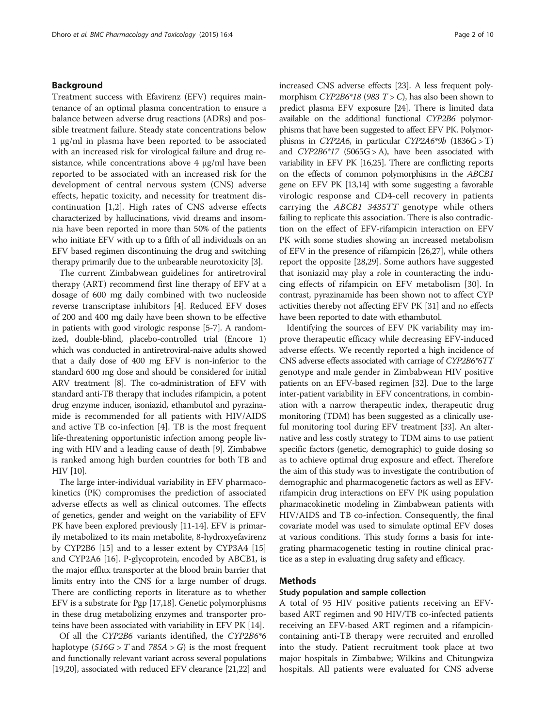## Background

Treatment success with Efavirenz (EFV) requires maintenance of an optimal plasma concentration to ensure a balance between adverse drug reactions (ADRs) and possible treatment failure. Steady state concentrations below 1 μg/ml in plasma have been reported to be associated with an increased risk for virological failure and drug resistance, while concentrations above 4 μg/ml have been reported to be associated with an increased risk for the development of central nervous system (CNS) adverse effects, hepatic toxicity, and necessity for treatment discontinuation [1,2]. High rates of CNS adverse effects characterized by hallucinations, vivid dreams and insomnia have been reported in more than 50% of the patients who initiate EFV with up to a fifth of all individuals on an EFV based regimen discontinuing the drug and switching therapy primarily due to the unbearable neurotoxicity [3].

The current Zimbabwean guidelines for antiretroviral therapy (ART) recommend first line therapy of EFV at a dosage of 600 mg daily combined with two nucleoside reverse transcriptase inhibitors [4]. Reduced EFV doses of 200 and 400 mg daily have been shown to be effective in patients with good virologic response [5-7]. A randomized, double-blind, placebo-controlled trial (Encore 1) which was conducted in antiretroviral-naive adults showed that a daily dose of 400 mg EFV is non-inferior to the standard 600 mg dose and should be considered for initial ARV treatment [8]. The co-administration of EFV with standard anti-TB therapy that includes rifampicin, a potent drug enzyme inducer, isoniazid, ethambutol and pyrazinamide is recommended for all patients with HIV/AIDS and active TB co-infection [4]. TB is the most frequent life-threatening opportunistic infection among people living with HIV and a leading cause of death [9]. Zimbabwe is ranked among high burden countries for both TB and HIV [10].

The large inter-individual variability in EFV pharmacokinetics (PK) compromises the prediction of associated adverse effects as well as clinical outcomes. The effects of genetics, gender and weight on the variability of EFV PK have been explored previously [11-14]. EFV is primarily metabolized to its main metabolite, 8-hydroxyefavirenz by CYP2B6 [15] and to a lesser extent by CYP3A4 [15] and CYP2A6 [16]. P-glycoprotein, encoded by ABCB1, is the major efflux transporter at the blood brain barrier that limits entry into the CNS for a large number of drugs. There are conflicting reports in literature as to whether EFV is a substrate for Pgp [17,18]. Genetic polymorphisms in these drug metabolizing enzymes and transporter proteins have been associated with variability in EFV PK [14].

Of all the *CYP2B6* variants identified, the *CYP2B6*6* haplotype (*516G > T* and *785A > G*) is the most frequent and functionally relevant variant across several populations [19,20], associated with reduced EFV clearance [21,22] and increased CNS adverse effects [23]. A less frequent polymorphism *CYP2B6*18* (*983 T > C*), has also been shown to predict plasma EFV exposure [24]. There is limited data available on the additional functional *CYP2B6* polymorphisms that have been suggested to affect EFV PK. Polymorphisms in *CYP2A6*, in particular *CYP2A6*9b* (1836G > T) and *CYP2B6*17* (5065G > A), have been associated with variability in EFV PK [16,25]. There are conflicting reports on the effects of common polymorphisms in the *ABCB1* gene on EFV PK [13,14] with some suggesting a favorable virologic response and CD4-cell recovery in patients carrying the *ABCB1 3435TT* genotype while others failing to replicate this association. There is also contradiction on the effect of EFV-rifampicin interaction on EFV PK with some studies showing an increased metabolism of EFV in the presence of rifampicin [26,27], while others report the opposite [28,29]. Some authors have suggested that isoniazid may play a role in counteracting the inducing effects of rifampicin on EFV metabolism [30]. In contrast, pyrazinamide has been shown not to affect CYP activities thereby not affecting EFV PK [31] and no effects have been reported to date with ethambutol.

Identifying the sources of EFV PK variability may improve therapeutic efficacy while decreasing EFV-induced adverse effects. We recently reported a high incidence of CNS adverse effects associated with carriage of *CYP2B6*6TT* genotype and male gender in Zimbabwean HIV positive patients on an EFV-based regimen [32]. Due to the large inter-patient variability in EFV concentrations, in combination with a narrow therapeutic index, therapeutic drug monitoring (TDM) has been suggested as a clinically useful monitoring tool during EFV treatment [33]. An alternative and less costly strategy to TDM aims to use patient specific factors (genetic, demographic) to guide dosing so as to achieve optimal drug exposure and effect. Therefore the aim of this study was to investigate the contribution of demographic and pharmacogenetic factors as well as EFV-rifampicin drug interactions on EFV PK using population pharmacokinetic modeling in Zimbabwean patients with HIV/AIDS and TB co-infection. Consequently, the final covariate model was used to simulate optimal EFV doses at various conditions. This study forms a basis for integrating pharmacogenetic testing in routine clinical practice as a step in evaluating drug safety and efficacy.

## Methods

### Study population and sample collection

A total of 95 HIV positive patients receiving an EFV-based ART regimen and 90 HIV/TB co-infected patients receiving an EFV-based ART regimen and a rifampicin-containing anti-TB therapy were recruited and enrolled into the study. Patient recruitment took place at two major hospitals in Zimbabwe; Wilkins and Chitungwiza hospitals. All patients were evaluated for CNS adverse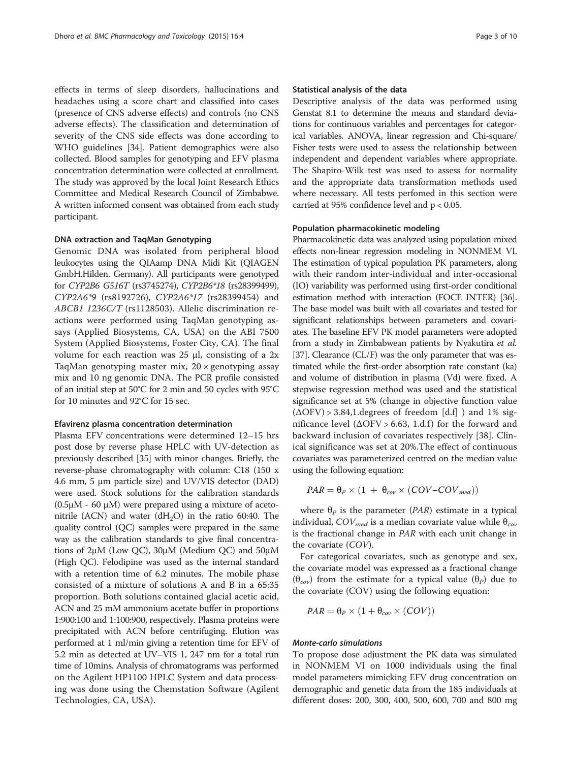effects in terms of sleep disorders, hallucinations and headaches using a score chart and classified into cases (presence of CNS adverse effects) and controls (no CNS adverse effects). The classification and determination of severity of the CNS side effects was done according to WHO guidelines [34]. Patient demographics were also collected. Blood samples for genotyping and EFV plasma concentration determination were collected at enrollment. The study was approved by the local Joint Research Ethics Committee and Medical Research Council of Zimbabwe. A written informed consent was obtained from each study participant.

#### DNA extraction and TaqMan Genotyping

Genomic DNA was isolated from peripheral blood leukocytes using the QIAamp DNA Midi Kit (QIAGEN GmbH.Hilden. Germany). All participants were genotyped for *CYP2B6 G516T* (rs3745274), *CYP2B6\*18* (rs28399499), *CYP2A6\*9* (rs8192726), *CYP2A6\*17* (rs28399454) and *ABCB1 1236C/T* (rs1128503). Allelic discrimination reactions were performed using TaqMan genotyping assays (Applied Biosystems, CA, USA) on the ABI 7500 System (Applied Biosystems, Foster City, CA). The final volume for each reaction was 25 μl, consisting of a 2x TaqMan genotyping master mix, 20 × genotyping assay mix and 10 ng genomic DNA. The PCR profile consisted of an initial step at 50°C for 2 min and 50 cycles with 95°C for 10 minutes and 92°C for 15 sec.

#### Efavirenz plasma concentration determination

Plasma EFV concentrations were determined 12–15 hrs post dose by reverse phase HPLC with UV-detection as previously described [35] with minor changes. Briefly, the reverse-phase chromatography with column: C18 (150 x 4.6 mm, 5 μm particle size) and UV/VIS detector (DAD) were used. Stock solutions for the calibration standards (0.5μM - 60 μM) were prepared using a mixture of acetonitrile (ACN) and water ($dH_2O$) in the ratio 60:40. The quality control (QC) samples were prepared in the same way as the calibration standards to give final concentrations of 2μM (Low QC), 30μM (Medium QC) and 50μM (High QC). Felodipine was used as the internal standard with a retention time of 6.2 minutes. The mobile phase consisted of a mixture of solutions A and B in a 65:35 proportion. Both solutions contained glacial acetic acid, ACN and 25 mM ammonium acetate buffer in proportions 1:900:100 and 1:100:900, respectively. Plasma proteins were precipitated with ACN before centrifuging. Elution was performed at 1 ml/min giving a retention time for EFV of 5.2 min as detected at UV–VIS 1, 247 nm for a total run time of 10mins. Analysis of chromatograms was performed on the Agilent HP1100 HPLC System and data processing was done using the Chemstation Software (Agilent Technologies, CA, USA).

#### Statistical analysis of the data

Descriptive analysis of the data was performed using Genstat 8.1 to determine the means and standard deviations for continuous variables and percentages for categorical variables. ANOVA, linear regression and Chi-square/Fisher tests were used to assess the relationship between independent and dependent variables where appropriate. The Shapiro-Wilk test was used to assess for normality and the appropriate data transformation methods used where necessary. All tests perfomed in this section were carried at 95% confidence level and $p < 0.05$.

#### Population pharmacokinetic modeling

Pharmacokinetic data was analyzed using population mixed effects non-linear regression modeling in NONMEM VI. The estimation of typical population PK parameters, along with their random inter-individual and inter-occasional (IO) variability was performed using first-order conditional estimation method with interaction (FOCE INTER) [36]. The base model was built with all covariates and tested for significant relationships between parameters and covariates. The baseline EFV PK model parameters were adopted from a study in Zimbabwean patients by Nyakutira *et al.* [37]. Clearance (CL/F) was the only parameter that was estimated while the first-order absorption rate constant (ka) and volume of distribution in plasma (Vd) were fixed. A stepwise regression method was used and the statistical significance set at 5% (change in objective function value ($\Delta$OFV) > 3.84,1.degrees of freedom [d.f] ) and 1% significance level ($\Delta$OFV > 6.63, 1.d.f) for the forward and backward inclusion of covariates respectively [38]. Clinical significance was set at 20%.The effect of continuous covariates was parameterized centred on the median value using the following equation:

$$PAR = \theta_P \times (1 + \theta_{cov} \times (COV - COV_{med}))$$

where $\theta_P$ is the parameter ($PAR$) estimate in a typical individual, $COV_{med}$ is a median covariate value while $\theta_{cov}$ is the fractional change in $PAR$ with each unit change in the covariate ($COV$).

For categorical covariates, such as genotype and sex, the covariate model was expressed as a fractional change ($\theta_{cov}$) from the estimate for a typical value ($\theta_P$) due to the covariate (COV) using the following equation:

$$PAR = \theta_P \times (1 + \theta_{cov} \times (COV))$$

#### *Monte-carlo simulations*

To propose dose adjustment the PK data was simulated in NONMEM VI on 1000 individuals using the final model parameters mimicking EFV drug concentration on demographic and genetic data from the 185 individuals at different doses: 200, 300, 400, 500, 600, 700 and 800 mg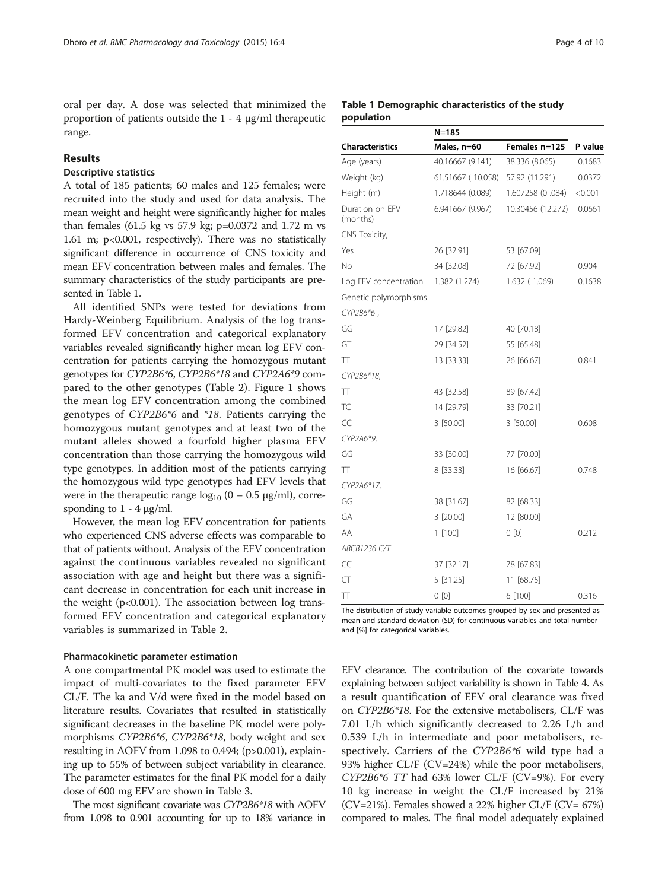oral per day. A dose was selected that minimized the proportion of patients outside the 1 - 4 μg/ml therapeutic range.

## Results

### Descriptive statistics

A total of 185 patients; 60 males and 125 females; were recruited into the study and used for data analysis. The mean weight and height were significantly higher for males than females (61.5 kg vs 57.9 kg; p=0.0372 and 1.72 m vs 1.61 m; p<0.001, respectively). There was no statistically significant difference in occurrence of CNS toxicity and mean EFV concentration between males and females. The summary characteristics of the study participants are presented in Table 1.

All identified SNPs were tested for deviations from Hardy-Weinberg Equilibrium. Analysis of the log transformed EFV concentration and categorical explanatory variables revealed significantly higher mean log EFV concentration for patients carrying the homozygous mutant genotypes for *CYP2B6\*6*, *CYP2B6\*18* and *CYP2A6\*9* compared to the other genotypes (Table 2). Figure 1 shows the mean log EFV concentration among the combined genotypes of *CYP2B6\*6* and *\*18*. Patients carrying the homozygous mutant genotypes and at least two of the mutant alleles showed a fourfold higher plasma EFV concentration than those carrying the homozygous wild type genotypes. In addition most of the patients carrying the homozygous wild type genotypes had EFV levels that were in the therapeutic range $\log_{10}$ (0 – 0.5 μg/ml), corresponding to 1 - 4 μg/ml.

However, the mean log EFV concentration for patients who experienced CNS adverse effects was comparable to that of patients without. Analysis of the EFV concentration against the continuous variables revealed no significant association with age and height but there was a significant decrease in concentration for each unit increase in the weight (p<0.001). The association between log transformed EFV concentration and categorical explanatory variables is summarized in Table 2.

**Table 1 Demographic characteristics of the study population**

| | N=185 | | |
|---|---|---|---|
| Characteristics | Males, n=60 | Females n=125 | P value |
| Age (years) | 40.16667 (9.141) | 38.336 (8.065) | 0.1683 |
| Weight (kg) | 61.51667 ( 10.058) | 57.92 (11.291) | 0.0372 |
| Height (m) | 1.718644 (0.089) | 1.607258 (0 .084) | <0.001 |
| Duration on EFV (months) | 6.941667 (9.967) | 10.30456 (12.272) | 0.0661 |
| CNS Toxicity, | | | |
| Yes | 26 [32.91] | 53 [67.09] | |
| No | 34 [32.08] | 72 [67.92] | 0.904 |
| Log EFV concentration | 1.382 (1.274) | 1.632 ( 1.069) | 0.1638 |
| Genetic polymorphisms | | | |
| *CYP2B6\*6* , | | | |
| GG | 17 [29.82] | 40 [70.18] | |
| GT | 29 [34.52] | 55 [65.48] | |
| TT | 13 [33.33] | 26 [66.67] | 0.841 |
| *CYP2B6\*18*, | | | |
| TT | 43 [32.58] | 89 [67.42] | |
| TC | 14 [29.79] | 33 [70.21] | |
| CC | 3 [50.00] | 3 [50.00] | 0.608 |
| *CYP2A6\*9*, | | | |
| GG | 33 [30.00] | 77 [70.00] | |
| TT | 8 [33.33] | 16 [66.67] | 0.748 |
| *CYP2A6\*17*, | | | |
| GG | 38 [31.67] | 82 [68.33] | |
| GA | 3 [20.00] | 12 [80.00] | |
| AA | 1 [100] | 0 [0] | 0.212 |
| *ABCB1236 C/T* | | | |
| CC | 37 [32.17] | 78 [67.83] | |
| CT | 5 [31.25] | 11 [68.75] | |
| TT | 0 [0] | 6 [100] | 0.316 |

The distribution of study variable outcomes grouped by sex and presented as mean and standard deviation (SD) for continuous variables and total number and [%] for categorical variables.

### Pharmacokinetic parameter estimation

A one compartmental PK model was used to estimate the impact of multi-covariates to the fixed parameter EFV CL/F. The ka and V/d were fixed in the model based on literature results. Covariates that resulted in statistically significant decreases in the baseline PK model were polymorphisms *CYP2B6\*6*, *CYP2B6\*18*, body weight and sex resulting in ΔOFV from 1.098 to 0.494; (p>0.001), explaining up to 55% of between subject variability in clearance. The parameter estimates for the final PK model for a daily dose of 600 mg EFV are shown in Table 3.

The most significant covariate was *CYP2B6\*18* with ΔOFV from 1.098 to 0.901 accounting for up to 18% variance in EFV clearance. The contribution of the covariate towards explaining between subject variability is shown in Table 4. As a result quantification of EFV oral clearance was fixed on *CYP2B6\*18*. For the extensive metabolisers, CL/F was 7.01 L/h which significantly decreased to 2.26 L/h and 0.539 L/h in intermediate and poor metabolisers, respectively. Carriers of the *CYP2B6\*6* wild type had a 93% higher CL/F (CV=24%) while the poor metabolisers, *CYP2B6\*6 TT* had 63% lower CL/F (CV=9%). For every 10 kg increase in weight the CL/F increased by 21% (CV=21%). Females showed a 22% higher CL/F (CV= 67%) compared to males. The final model adequately explained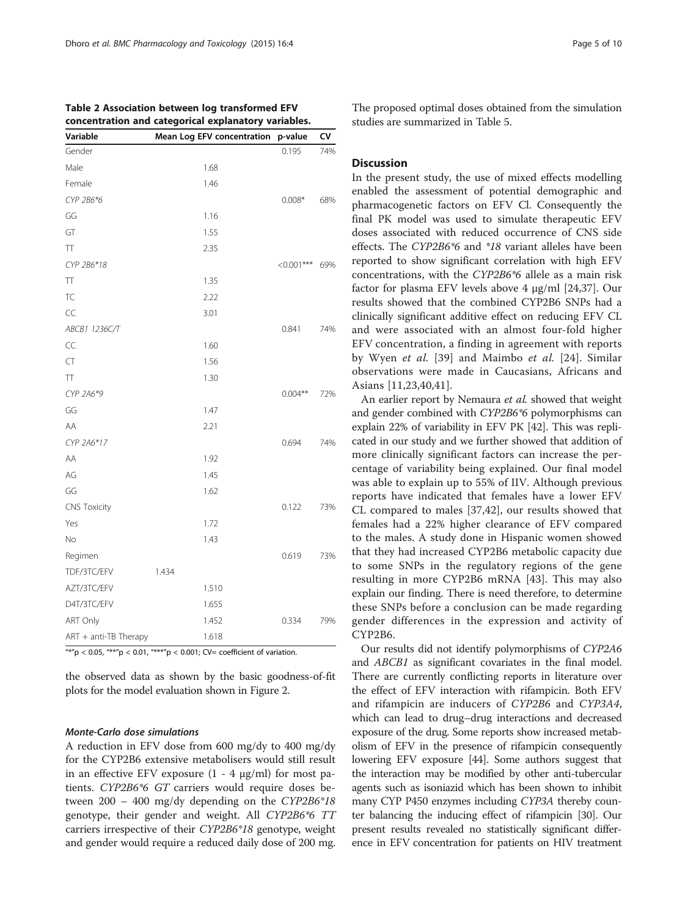**Table 2 Association between log transformed EFV concentration and categorical explanatory variables.**

| Variable | Mean Log EFV concentration | p-value | CV |
|---|---|---|---|
| Gender | | 0.195 | 74% |
| Male | 1.68 | | |
| Female | 1.46 | | |
| *CYP 2B6\*6* | | 0.008* | 68% |
| GG | 1.16 | | |
| GT | 1.55 | | |
| TT | 2.35 | | |
| *CYP 2B6\*18* | | <0.001*** | 69% |
| TT | 1.35 | | |
| TC | 2.22 | | |
| CC | 3.01 | | |
| *ABCB1 1236C/T* | | 0.841 | 74% |
| CC | 1.60 | | |
| CT | 1.56 | | |
| TT | 1.30 | | |
| *CYP 2A6\*9* | | 0.004** | 72% |
| GG | 1.47 | | |
| AA | 2.21 | | |
| *CYP 2A6\*17* | | 0.694 | 74% |
| AA | 1.92 | | |
| AG | 1.45 | | |
| GG | 1.62 | | |
| CNS Toxicity | | 0.122 | 73% |
| Yes | 1.72 | | |
| No | 1.43 | | |
| Regimen | | 0.619 | 73% |
| TDF/3TC/EFV | 1.434 | | |
| AZT/3TC/EFV | 1.510 | | |
| D4T/3TC/EFV | 1.655 | | |
| ART Only | 1.452 | 0.334 | 79% |
| ART + anti-TB Therapy | 1.618 | | |

"*"$p < 0.05$, "**"$p < 0.01$, "***"$p < 0.001$; CV= coefficient of variation.

the observed data as shown by the basic goodness-of-fit plots for the model evaluation shown in Figure 2.

#### *Monte-Carlo dose simulations*

A reduction in EFV dose from 600 mg/dy to 400 mg/dy for the CYP2B6 extensive metabolisers would still result in an effective EFV exposure (1 - 4 μg/ml) for most patients. *CYP2B6\*6 GT* carriers would require doses between 200 – 400 mg/dy depending on the *CYP2B6\*18* genotype, their gender and weight. All *CYP2B6\*6 TT* carriers irrespective of their *CYP2B6\*18* genotype, weight and gender would require a reduced daily dose of 200 mg. The proposed optimal doses obtained from the simulation studies are summarized in Table 5.

## Discussion

In the present study, the use of mixed effects modelling enabled the assessment of potential demographic and pharmacogenetic factors on EFV Cl. Consequently the final PK model was used to simulate therapeutic EFV doses associated with reduced occurrence of CNS side effects. The *CYP2B6\*6* and *\*18* variant alleles have been reported to show significant correlation with high EFV concentrations, with the *CYP2B6\*6* allele as a main risk factor for plasma EFV levels above 4 μg/ml [24,37]. Our results showed that the combined CYP2B6 SNPs had a clinically significant additive effect on reducing EFV CL and were associated with an almost four-fold higher EFV concentration, a finding in agreement with reports by Wyen *et al.* [39] and Maimbo *et al.* [24]. Similar observations were made in Caucasians, Africans and Asians [11,23,40,41].

An earlier report by Nemaura *et al.* showed that weight and gender combined with *CYP2B6\*6* polymorphisms can explain 22% of variability in EFV PK [42]. This was replicated in our study and we further showed that addition of more clinically significant factors can increase the percentage of variability being explained. Our final model was able to explain up to 55% of IIV. Although previous reports have indicated that females have a lower EFV CL compared to males [37,42], our results showed that females had a 22% higher clearance of EFV compared to the males. A study done in Hispanic women showed that they had increased CYP2B6 metabolic capacity due to some SNPs in the regulatory regions of the gene resulting in more CYP2B6 mRNA [43]. This may also explain our finding. There is need therefore, to determine these SNPs before a conclusion can be made regarding gender differences in the expression and activity of CYP2B6.

Our results did not identify polymorphisms of *CYP2A6* and *ABCB1* as significant covariates in the final model. There are currently conflicting reports in literature over the effect of EFV interaction with rifampicin. Both EFV and rifampicin are inducers of *CYP2B6* and *CYP3A4*, which can lead to drug–drug interactions and decreased exposure of the drug. Some reports show increased metabolism of EFV in the presence of rifampicin consequently lowering EFV exposure [44]. Some authors suggest that the interaction may be modified by other anti-tubercular agents such as isoniazid which has been shown to inhibit many CYP P450 enzymes including *CYP3A* thereby counter balancing the inducing effect of rifampicin [30]. Our present results revealed no statistically significant difference in EFV concentration for patients on HIV treatment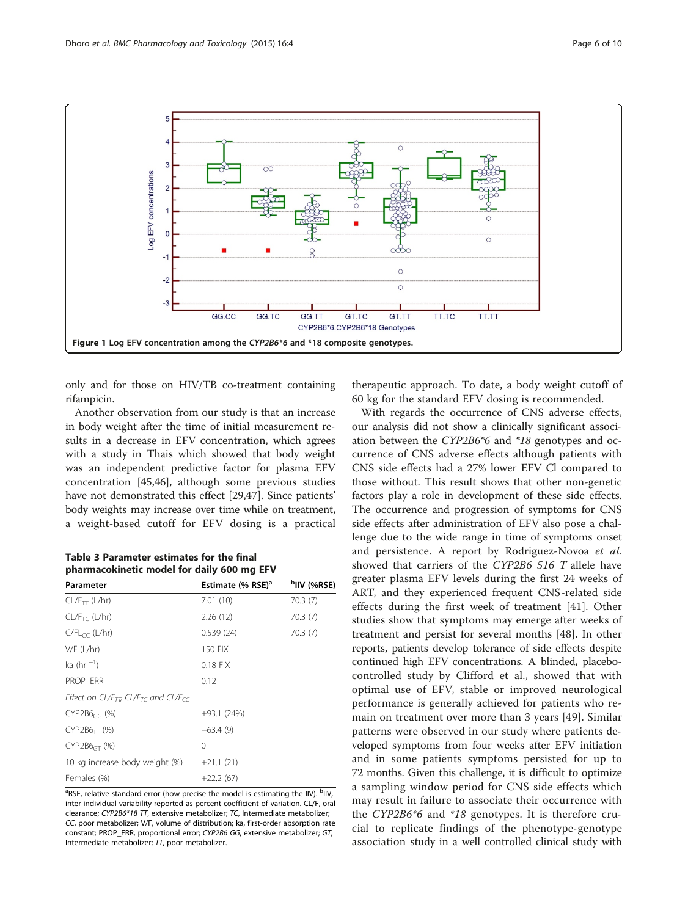Figure 1 Log EFV concentration among the *CYP2B6\*6* and \*18 composite genotypes.

only and for those on HIV/TB co-treatment containing rifampicin.

Another observation from our study is that an increase in body weight after the time of initial measurement results in a decrease in EFV concentration, which agrees with a study in Thais which showed that body weight was an independent predictive factor for plasma EFV concentration [45,46], although some previous studies have not demonstrated this effect [29,47]. Since patients' body weights may increase over time while on treatment, a weight-based cutoff for EFV dosing is a practical therapeutic approach. To date, a body weight cutoff of 60 kg for the standard EFV dosing is recommended.

**Table 3 Parameter estimates for the final pharmacokinetic model for daily 600 mg EFV**

| Parameter | Estimate (% RSE)[a] | [b]IIV (%RSE) |
|---|---|---|
| $CL/F_{TT}$ (L/hr) | 7.01 (10) | 70.3 (7) |
| $CL/F_{TC}$ (L/hr) | 2.26 (12) | 70.3 (7) |
| $C/FL_{CC}$ (L/hr) | 0.539 (24) | 70.3 (7) |
| V/F (L/hr) | 150 FIX | |
| ka ($hr^{-1}$) | 0.18 FIX | |
| PROP_ERR | 0.12 | |
| *Effect on $CL/F_{TT}$, $CL/F_{TC}$ and $CL/F_{CC}$* | | |
| $CYP2B6_{GG}$ (%) | +93.1 (24%) | |
| $CYP2B6_{TT}$ (%) | −63.4 (9) | |
| $CYP2B6_{GT}$ (%) | 0 | |
| 10 kg increase body weight (%) | +21.1 (21) | |
| Females (%) | +22.2 (67) | |

[a]RSE, relative standard error (how precise the model is estimating the IIV). [b]IIV, inter-individual variability reported as percent coefficient of variation. CL/F, oral clearance; *CYP2B6\*18 TT*, extensive metabolizer; *TC*, Intermediate metabolizer; *CC*, poor metabolizer; V/F, volume of distribution; ka, first-order absorption rate constant; PROP_ERR, proportional error; *CYP2B6 GG*, extensive metabolizer; *GT*, Intermediate metabolizer; *TT*, poor metabolizer.

With regards the occurrence of CNS adverse effects, our analysis did not show a clinically significant association between the *CYP2B6\*6* and *\*18* genotypes and occurrence of CNS adverse effects although patients with CNS side effects had a 27% lower EFV Cl compared to those without. This result shows that other non-genetic factors play a role in development of these side effects. The occurrence and progression of symptoms for CNS side effects after administration of EFV also pose a challenge due to the wide range in time of symptoms onset and persistence. A report by Rodriguez-Novoa *et al.* showed that carriers of the *CYP2B6 516 T* allele have greater plasma EFV levels during the first 24 weeks of ART, and they experienced frequent CNS-related side effects during the first week of treatment [41]. Other studies show that symptoms may emerge after weeks of treatment and persist for several months [48]. In other reports, patients develop tolerance of side effects despite continued high EFV concentrations. A blinded, placebo-controlled study by Clifford et al., showed that with optimal use of EFV, stable or improved neurological performance is generally achieved for patients who remain on treatment over more than 3 years [49]. Similar patterns were observed in our study where patients developed symptoms from four weeks after EFV initiation and in some patients symptoms persisted for up to 72 months. Given this challenge, it is difficult to optimize a sampling window period for CNS side effects which may result in failure to associate their occurrence with the *CYP2B6\*6* and *\*18* genotypes. It is therefore crucial to replicate findings of the phenotype-genotype association study in a well controlled clinical study with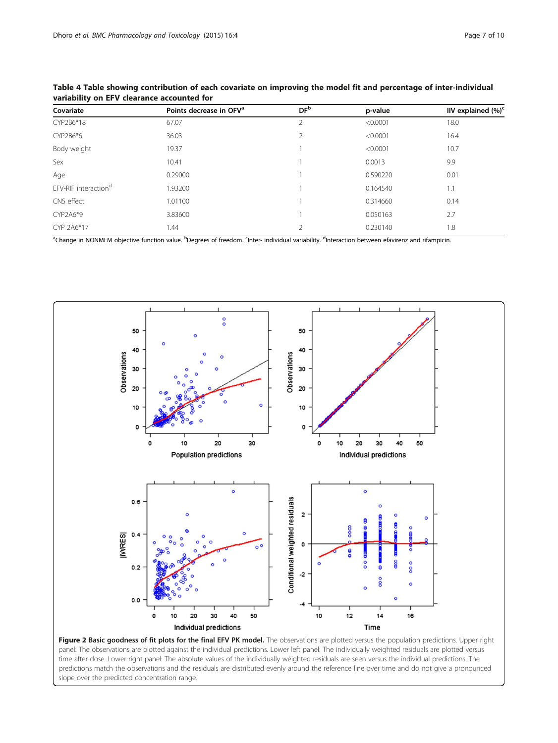**Table 4 Table showing contribution of each covariate on improving the model fit and percentage of inter-individual variability on EFV clearance accounted for**

| Covariate | Points decrease in OFV[a] | DF[b] | p-value | IIV explained (%)[c] |
|---|---|---|---|---|
| CYP2B6*18 | 67.07 | 2 | <0.0001 | 18.0 |
| CYP2B6*6 | 36.03 | 2 | <0.0001 | 16.4 |
| Body weight | 19.37 | 1 | <0.0001 | 10.7 |
| Sex | 10.41 | 1 | 0.0013 | 9.9 |
| Age | 0.29000 | 1 | 0.590220 | 0.01 |
| EFV-RIF interaction[d] | 1.93200 | 1 | 0.164540 | 1.1 |
| CNS effect | 1.01100 | 1 | 0.314660 | 0.14 |
| CYP2A6*9 | 3.83600 | 1 | 0.050163 | 2.7 |
| CYP 2A6*17 | 1.44 | 2 | 0.230140 | 1.8 |

[a]Change in NONMEM objective function value. [b]Degrees of freedom. [c]Inter- individual variability. [d]Interaction between efavirenz and rifampicin.

**Figure 2 Basic goodness of fit plots for the final EFV PK model.** The observations are plotted versus the population predictions. Upper right panel: The observations are plotted against the individual predictions. Lower left panel: The individually weighted residuals are plotted versus time after dose. Lower right panel: The absolute values of the individually weighted residuals are seen versus the individual predictions. The predictions match the observations and the residuals are distributed evenly around the reference line over time and do not give a pronounced slope over the predicted concentration range.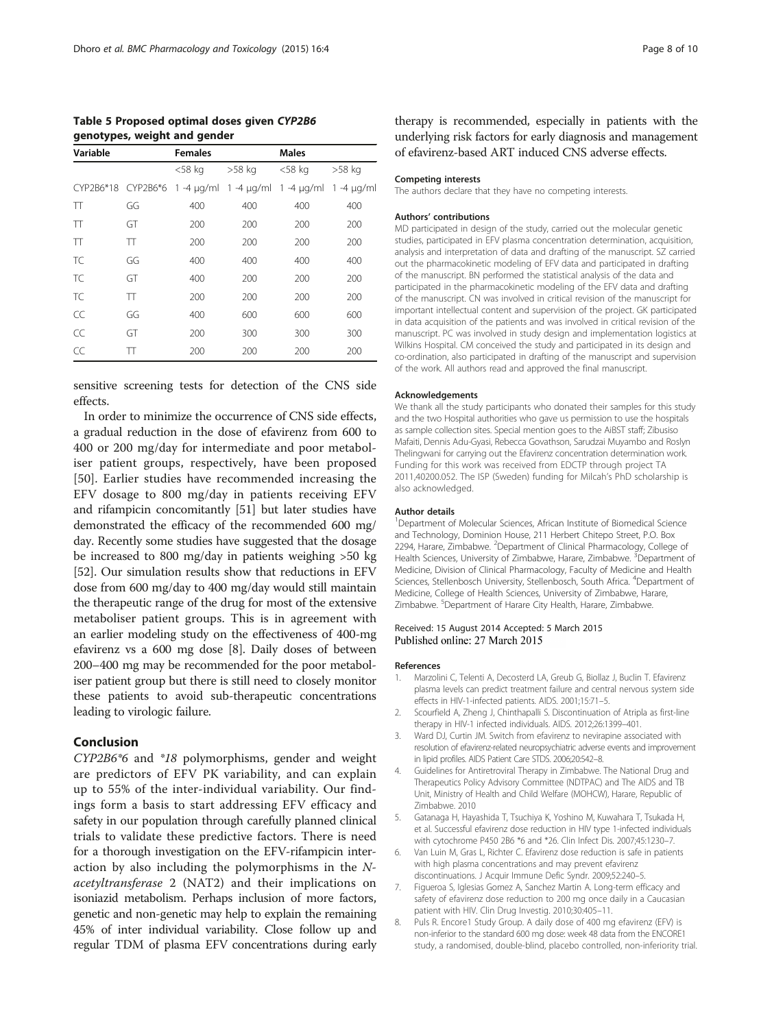**Table 5 Proposed optimal doses given *CYP2B6* genotypes, weight and gender**

| Variable | | Females | | Males | |
|---|---|---|---|---|---|
| | | <58 kg | >58 kg | <58 kg | >58 kg |
| CYP2B6*18 | CYP2B6*6 | 1 -4 μg/ml | 1 -4 μg/ml | 1 -4 μg/ml | 1 -4 μg/ml |
| TT | GG | 400 | 400 | 400 | 400 |
| TT | GT | 200 | 200 | 200 | 200 |
| TT | TT | 200 | 200 | 200 | 200 |
| TC | GG | 400 | 400 | 400 | 400 |
| TC | GT | 400 | 200 | 200 | 200 |
| TC | TT | 200 | 200 | 200 | 200 |
| CC | GG | 400 | 600 | 600 | 600 |
| CC | GT | 200 | 300 | 300 | 300 |
| CC | TT | 200 | 200 | 200 | 200 |

sensitive screening tests for detection of the CNS side effects.

In order to minimize the occurrence of CNS side effects, a gradual reduction in the dose of efavirenz from 600 to 400 or 200 mg/day for intermediate and poor metaboliser patient groups, respectively, have been proposed [50]. Earlier studies have recommended increasing the EFV dosage to 800 mg/day in patients receiving EFV and rifampicin concomitantly [51] but later studies have demonstrated the efficacy of the recommended 600 mg/day. Recently some studies have suggested that the dosage be increased to 800 mg/day in patients weighing >50 kg [52]. Our simulation results show that reductions in EFV dose from 600 mg/day to 400 mg/day would still maintain the therapeutic range of the drug for most of the extensive metaboliser patient groups. This is in agreement with an earlier modeling study on the effectiveness of 400-mg efavirenz vs a 600 mg dose [8]. Daily doses of between 200–400 mg may be recommended for the poor metaboliser patient group but there is still need to closely monitor these patients to avoid sub-therapeutic concentrations leading to virologic failure.

## Conclusion

*CYP2B6*6* and *\*18* polymorphisms, gender and weight are predictors of EFV PK variability, and can explain up to 55% of the inter-individual variability. Our findings form a basis to start addressing EFV efficacy and safety in our population through carefully planned clinical trials to validate these predictive factors. There is need for a thorough investigation on the EFV-rifampicin interaction by also including the polymorphisms in the *N-acetyltransferase* 2 (NAT2) and their implications on isoniazid metabolism. Perhaps inclusion of more factors, genetic and non-genetic may help to explain the remaining 45% of inter individual variability. Close follow up and regular TDM of plasma EFV concentrations during early therapy is recommended, especially in patients with the underlying risk factors for early diagnosis and management of efavirenz-based ART induced CNS adverse effects.

#### Competing interests

The authors declare that they have no competing interests.

#### Authors' contributions

MD participated in design of the study, carried out the molecular genetic studies, participated in EFV plasma concentration determination, acquisition, analysis and interpretation of data and drafting of the manuscript. SZ carried out the pharmacokinetic modeling of EFV data and participated in drafting of the manuscript. BN performed the statistical analysis of the data and participated in the pharmacokinetic modeling of the EFV data and drafting of the manuscript. CN was involved in critical revision of the manuscript for important intellectual content and supervision of the project. GK participated in data acquisition of the patients and was involved in critical revision of the manuscript. PC was involved in study design and implementation logistics at Wilkins Hospital. CM conceived the study and participated in its design and co-ordination, also participated in drafting of the manuscript and supervision of the work. All authors read and approved the final manuscript.

#### Acknowledgements

We thank all the study participants who donated their samples for this study and the two Hospital authorities who gave us permission to use the hospitals as sample collection sites. Special mention goes to the AiBST staff; Zibusiso Mafaiti, Dennis Adu-Gyasi, Rebecca Govathson, Sarudzai Muyambo and Roslyn Thelingwani for carrying out the Efavirenz concentration determination work. Funding for this work was received from EDCTP through project TA 2011,40200.052. The ISP (Sweden) funding for Milcah's PhD scholarship is also acknowledged.

#### Author details

[1]Department of Molecular Sciences, African Institute of Biomedical Science and Technology, Dominion House, 211 Herbert Chitepo Street, P.O. Box 2294, Harare, Zimbabwe. [2]Department of Clinical Pharmacology, College of Health Sciences, University of Zimbabwe, Harare, Zimbabwe. [3]Department of Medicine, Division of Clinical Pharmacology, Faculty of Medicine and Health Sciences, Stellenbosch University, Stellenbosch, South Africa. [4]Department of Medicine, College of Health Sciences, University of Zimbabwe, Harare, Zimbabwe. [5]Department of Harare City Health, Harare, Zimbabwe.

Received: 15 August 2014 Accepted: 5 March 2015
Published online: 27 March 2015

#### References

1. Marzolini C, Telenti A, Decosterd LA, Greub G, Biollaz J, Buclin T. Efavirenz plasma levels can predict treatment failure and central nervous system side effects in HIV-1-infected patients. AIDS. 2001;15:71–5.
2. Scourfield A, Zheng J, Chinthapalli S. Discontinuation of Atripla as first-line therapy in HIV-1 infected individuals. AIDS. 2012;26:1399–401.
3. Ward DJ, Curtin JM. Switch from efavirenz to nevirapine associated with resolution of efavirenz-related neuropsychiatric adverse events and improvement in lipid profiles. AIDS Patient Care STDS. 2006;20:542–8.
4. Guidelines for Antiretroviral Therapy in Zimbabwe. The National Drug and Therapeutics Policy Advisory Committee (NDTPAC) and The AIDS and TB Unit, Ministry of Health and Child Welfare (MOHCW), Harare, Republic of Zimbabwe. 2010
5. Gatanaga H, Hayashida T, Tsuchiya K, Yoshino M, Kuwahara T, Tsukada H, et al. Successful efavirenz dose reduction in HIV type 1-infected individuals with cytochrome P450 2B6 *6 and *26. Clin Infect Dis. 2007;45:1230–7.
6. Van Luin M, Gras L, Richter C. Efavirenz dose reduction is safe in patients with high plasma concentrations and may prevent efavirenz discontinuations. J Acquir Immune Defic Syndr. 2009;52:240–5.
7. Figueroa S, Iglesias Gomez A, Sanchez Martin A. Long-term efficacy and safety of efavirenz dose reduction to 200 mg once daily in a Caucasian patient with HIV. Clin Drug Investig. 2010;30:405–11.
8. Puls R. Encore1 Study Group. A daily dose of 400 mg efavirenz (EFV) is non-inferior to the standard 600 mg dose: week 48 data from the ENCORE1 study, a randomised, double-blind, placebo controlled, non-inferiority trial.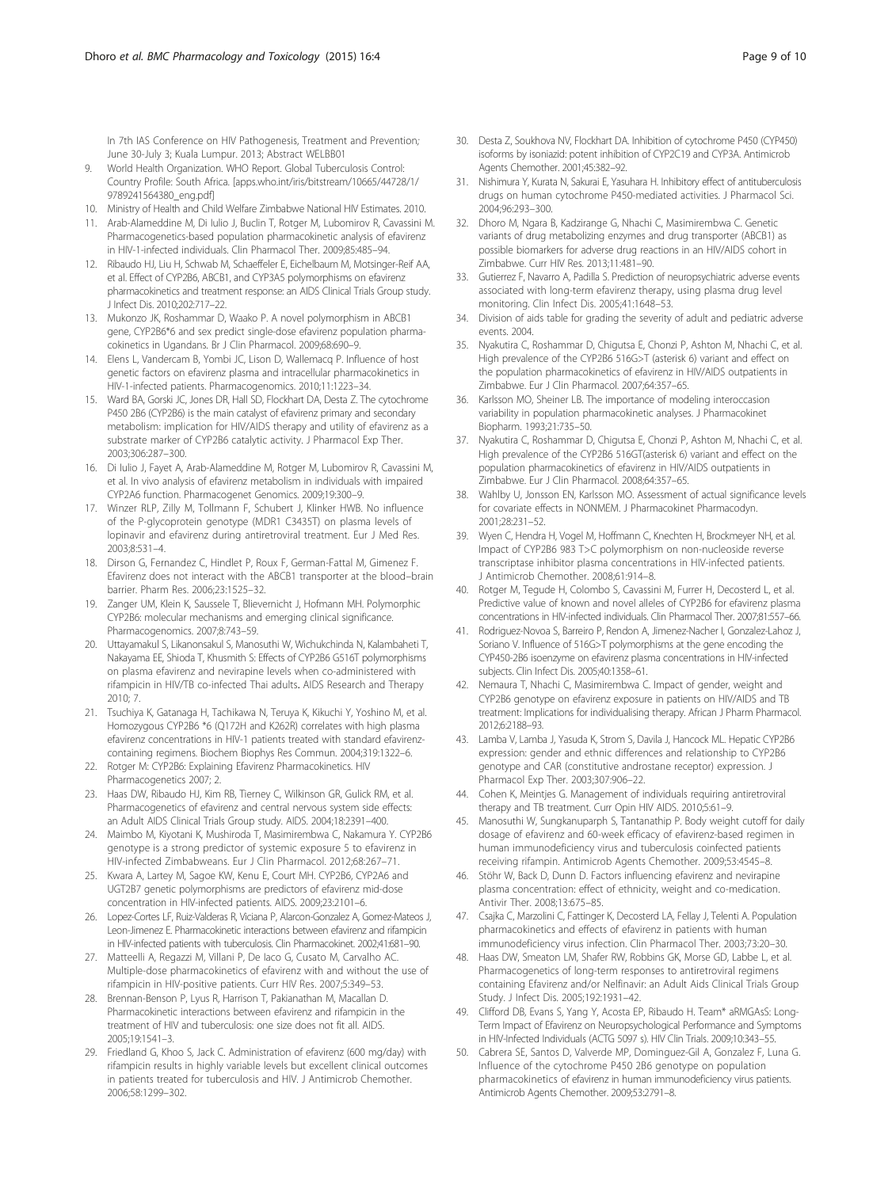In 7th IAS Conference on HIV Pathogenesis, Treatment and Prevention; June 30-July 3; Kuala Lumpur. 2013; Abstract WELBB01

9. World Health Organization. WHO Report. Global Tuberculosis Control: Country Profile: South Africa. [apps.who.int/iris/bitstream/10665/44728/1/9789241564380_eng.pdf]
10. Ministry of Health and Child Welfare Zimbabwe National HIV Estimates. 2010.
11. Arab-Alameddine M, Di Iulio J, Buclin T, Rotger M, Lubomirov R, Cavassini M. Pharmacogenetics-based population pharmacokinetic analysis of efavirenz in HIV-1-infected individuals. Clin Pharmacol Ther. 2009;85:485–94.
12. Ribaudo HJ, Liu H, Schwab M, Schaeffeler E, Eichelbaum M, Motsinger-Reif AA, et al. Effect of CYP2B6, ABCB1, and CYP3A5 polymorphisms on efavirenz pharmacokinetics and treatment response: an AIDS Clinical Trials Group study. J Infect Dis. 2010;202:717–22.
13. Mukonzo JK, Roshammar D, Waako P. A novel polymorphism in ABCB1 gene, CYP2B6*6 and sex predict single-dose efavirenz population pharmacokinetics in Ugandans. Br J Clin Pharmacol. 2009;68:690–9.
14. Elens L, Vandercam B, Yombi JC, Lison D, Wallemacq P. Influence of host genetic factors on efavirenz plasma and intracellular pharmacokinetics in HIV-1-infected patients. Pharmacogenomics. 2010;11:1223–34.
15. Ward BA, Gorski JC, Jones DR, Hall SD, Flockhart DA, Desta Z. The cytochrome P450 2B6 (CYP2B6) is the main catalyst of efavirenz primary and secondary metabolism: implication for HIV/AIDS therapy and utility of efavirenz as a substrate marker of CYP2B6 catalytic activity. J Pharmacol Exp Ther. 2003;306:287–300.
16. Di Iulio J, Fayet A, Arab-Alameddine M, Rotger M, Lubomirov R, Cavassini M, et al. In vivo analysis of efavirenz metabolism in individuals with impaired CYP2A6 function. Pharmacogenet Genomics. 2009;19:300–9.
17. Winzer RLP, Zilly M, Tollmann F, Schubert J, Klinker HWB. No influence of the P-glycoprotein genotype (MDR1 C3435T) on plasma levels of lopinavir and efavirenz during antiretroviral treatment. Eur J Med Res. 2003;8:531–4.
18. Dirson G, Fernandez C, Hindlet P, Roux F, German-Fattal M, Gimenez F. Efavirenz does not interact with the ABCB1 transporter at the blood–brain barrier. Pharm Res. 2006;23:1525–32.
19. Zanger UM, Klein K, Saussele T, Blievernicht J, Hofmann MH. Polymorphic CYP2B6: molecular mechanisms and emerging clinical significance. Pharmacogenomics. 2007;8:743–59.
20. Uttayamakul S, Likanonsakul S, Manosuthi W, Wichukchinda N, Kalambaheti T, Nakayama EE, Shioda T, Khusmith S: Effects of CYP2B6 G516T polymorphisms on plasma efavirenz and nevirapine levels when co-administered with rifampicin in HIV/TB co-infected Thai adults. AIDS Research and Therapy 2010; 7.
21. Tsuchiya K, Gatanaga H, Tachikawa N, Teruya K, Kikuchi Y, Yoshino M, et al. Homozygous CYP2B6 *6 (Q172H and K262R) correlates with high plasma efavirenz concentrations in HIV-1 patients treated with standard efavirenz-containing regimens. Biochem Biophys Res Commun. 2004;319:1322–6.
22. Rotger M: CYP2B6: Explaining Efavirenz Pharmacokinetics. HIV Pharmacogenetics 2007; 2.
23. Haas DW, Ribaudo HJ, Kim RB, Tierney C, Wilkinson GR, Gulick RM, et al. Pharmacogenetics of efavirenz and central nervous system side effects: an Adult AIDS Clinical Trials Group study. AIDS. 2004;18:2391–400.
24. Maimbo M, Kiyotani K, Mushiroda T, Masimirembwa C, Nakamura Y. CYP2B6 genotype is a strong predictor of systemic exposure 5 to efavirenz in HIV-infected Zimbabweans. Eur J Clin Pharmacol. 2012;68:267–71.
25. Kwara A, Lartey M, Sagoe KW, Kenu E, Court MH. CYP2B6, CYP2A6 and UGT2B7 genetic polymorphisms are predictors of efavirenz mid-dose concentration in HIV-infected patients. AIDS. 2009;23:2101–6.
26. Lopez-Cortes LF, Ruiz-Valderas R, Viciana P, Alarcon-Gonzalez A, Gomez-Mateos J, Leon-Jimenez E. Pharmacokinetic interactions between efavirenz and rifampicin in HIV-infected patients with tuberculosis. Clin Pharmacokinet. 2002;41:681–90.
27. Matteelli A, Regazzi M, Villani P, De Iaco G, Cusato M, Carvalho AC. Multiple-dose pharmacokinetics of efavirenz with and without the use of rifampicin in HIV-positive patients. Curr HIV Res. 2007;5:349–53.
28. Brennan-Benson P, Lyus R, Harrison T, Pakianathan M, Macallan D. Pharmacokinetic interactions between efavirenz and rifampicin in the treatment of HIV and tuberculosis: one size does not fit all. AIDS. 2005;19:1541–3.
29. Friedland G, Khoo S, Jack C. Administration of efavirenz (600 mg/day) with rifampicin results in highly variable levels but excellent clinical outcomes in patients treated for tuberculosis and HIV. J Antimicrob Chemother. 2006;58:1299–302.
30. Desta Z, Soukhova NV, Flockhart DA. Inhibition of cytochrome P450 (CYP450) isoforms by isoniazid: potent inhibition of CYP2C19 and CYP3A. Antimicrob Agents Chemother. 2001;45:382–92.
31. Nishimura Y, Kurata N, Sakurai E, Yasuhara H. Inhibitory effect of antituberculosis drugs on human cytochrome P450-mediated activities. J Pharmacol Sci. 2004;96:293–300.
32. Dhoro M, Ngara B, Kadzirange G, Nhachi C, Masimirembwa C. Genetic variants of drug metabolizing enzymes and drug transporter (ABCB1) as possible biomarkers for adverse drug reactions in an HIV/AIDS cohort in Zimbabwe. Curr HIV Res. 2013;11:481–90.
33. Gutierrez F, Navarro A, Padilla S. Prediction of neuropsychiatric adverse events associated with long-term efavirenz therapy, using plasma drug level monitoring. Clin Infect Dis. 2005;41:1648–53.
34. Division of aids table for grading the severity of adult and pediatric adverse events. 2004.
35. Nyakutira C, Roshammar D, Chigutsa E, Chonzi P, Ashton M, Nhachi C, et al. High prevalence of the CYP2B6 516G>T (asterisk 6) variant and effect on the population pharmacokinetics of efavirenz in HIV/AIDS outpatients in Zimbabwe. Eur J Clin Pharmacol. 2007;64:357–65.
36. Karlsson MO, Sheiner LB. The importance of modeling interoccasion variability in population pharmacokinetic analyses. J Pharmacokinet Biopharm. 1993;21:735–50.
37. Nyakutira C, Roshammar D, Chigutsa E, Chonzi P, Ashton M, Nhachi C, et al. High prevalence of the CYP2B6 516GT(asterisk 6) variant and effect on the population pharmacokinetics of efavirenz in HIV/AIDS outpatients in Zimbabwe. Eur J Clin Pharmacol. 2008;64:357–65.
38. Wahlby U, Jonsson EN, Karlsson MO. Assessment of actual significance levels for covariate effects in NONMEM. J Pharmacokinet Pharmacodyn. 2001;28:231–52.
39. Wyen C, Hendra H, Vogel M, Hoffmann C, Knechten H, Brockmeyer NH, et al. Impact of CYP2B6 983 T>C polymorphism on non-nucleoside reverse transcriptase inhibitor plasma concentrations in HIV-infected patients. J Antimicrob Chemother. 2008;61:914–8.
40. Rotger M, Tegude H, Colombo S, Cavassini M, Furrer H, Decosterd L, et al. Predictive value of known and novel alleles of CYP2B6 for efavirenz plasma concentrations in HIV-infected individuals. Clin Pharmacol Ther. 2007;81:557–66.
41. Rodriguez-Novoa S, Barreiro P, Rendon A, Jimenez-Nacher I, Gonzalez-Lahoz J, Soriano V. Influence of 516G>T polymorphisms at the gene encoding the CYP450-2B6 isoenzyme on efavirenz plasma concentrations in HIV-infected subjects. Clin Infect Dis. 2005;40:1358–61.
42. Nemaura T, Nhachi C, Masimirembwa C. Impact of gender, weight and CYP2B6 genotype on efavirenz exposure in patients on HIV/AIDS and TB treatment: Implications for individualising therapy. African J Pharm Pharmacol. 2012;6:2188–93.
43. Lamba V, Lamba J, Yasuda K, Strom S, Davila J, Hancock ML. Hepatic CYP2B6 expression: gender and ethnic differences and relationship to CYP2B6 genotype and CAR (constitutive androstane receptor) expression. J Pharmacol Exp Ther. 2003;307:906–22.
44. Cohen K, Meintjes G. Management of individuals requiring antiretroviral therapy and TB treatment. Curr Opin HIV AIDS. 2010;5:61–9.
45. Manosuthi W, Sungkanuparph S, Tantanathip P. Body weight cutoff for daily dosage of efavirenz and 60-week efficacy of efavirenz-based regimen in human immunodeficiency virus and tuberculosis coinfected patients receiving rifampin. Antimicrob Agents Chemother. 2009;53:4545–8.
46. Stöhr W, Back D, Dunn D. Factors influencing efavirenz and nevirapine plasma concentration: effect of ethnicity, weight and co-medication. Antivir Ther. 2008;13:675–85.
47. Csajka C, Marzolini C, Fattinger K, Decosterd LA, Fellay J, Telenti A. Population pharmacokinetics and effects of efavirenz in patients with human immunodeficiency virus infection. Clin Pharmacol Ther. 2003;73:20–30.
48. Haas DW, Smeaton LM, Shafer RW, Robbins GK, Morse GD, Labbe L, et al. Pharmacogenetics of long-term responses to antiretroviral regimens containing Efavirenz and/or Nelfinavir: an Adult Aids Clinical Trials Group Study. J Infect Dis. 2005;192:1931–42.
49. Clifford DB, Evans S, Yang Y, Acosta EP, Ribaudo H. Team* aRMGAsS: Long-Term Impact of Efavirenz on Neuropsychological Performance and Symptoms in HIV-Infected Individuals (ACTG 5097 s). HIV Clin Trials. 2009;10:343–55.
50. Cabrera SE, Santos D, Valverde MP, Dominguez-Gil A, Gonzalez F, Luna G. Influence of the cytochrome P450 2B6 genotype on population pharmacokinetics of efavirenz in human immunodeficiency virus patients. Antimicrob Agents Chemother. 2009;53:2791–8.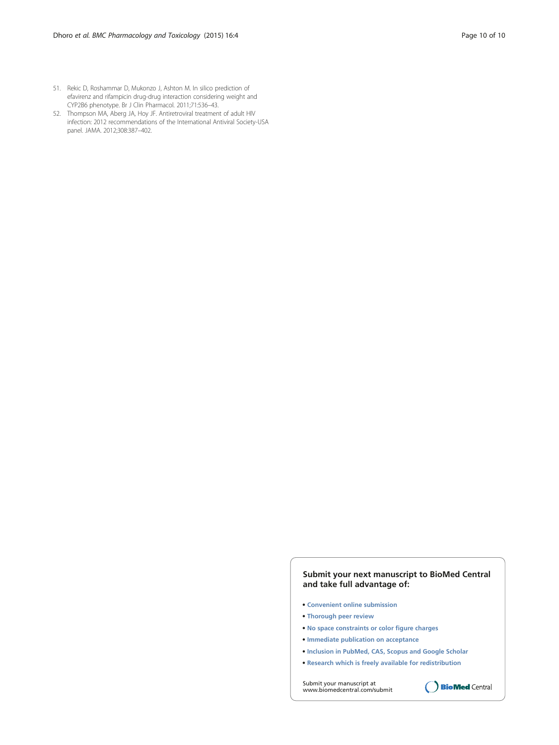51. Rekic D, Roshammar D, Mukonzo J, Ashton M. In silico prediction of efavirenz and rifampicin drug-drug interaction considering weight and CYP2B6 phenotype. Br J Clin Pharmacol. 2011;71:536–43.
52. Thompson MA, Aberg JA, Hoy JF. Antiretroviral treatment of adult HIV infection: 2012 recommendations of the International Antiviral Society-USA panel. JAMA. 2012;308:387–402.

**Submit your next manuscript to BioMed Central and take full advantage of:**

- **Convenient online submission**
- **Thorough peer review**
- **No space constraints or color figure charges**
- **Immediate publication on acceptance**
- **Inclusion in PubMed, CAS, Scopus and Google Scholar**
- **Research which is freely available for redistribution**

Submit your manuscript at
www.biomedcentral.com/submit

BioMed Central